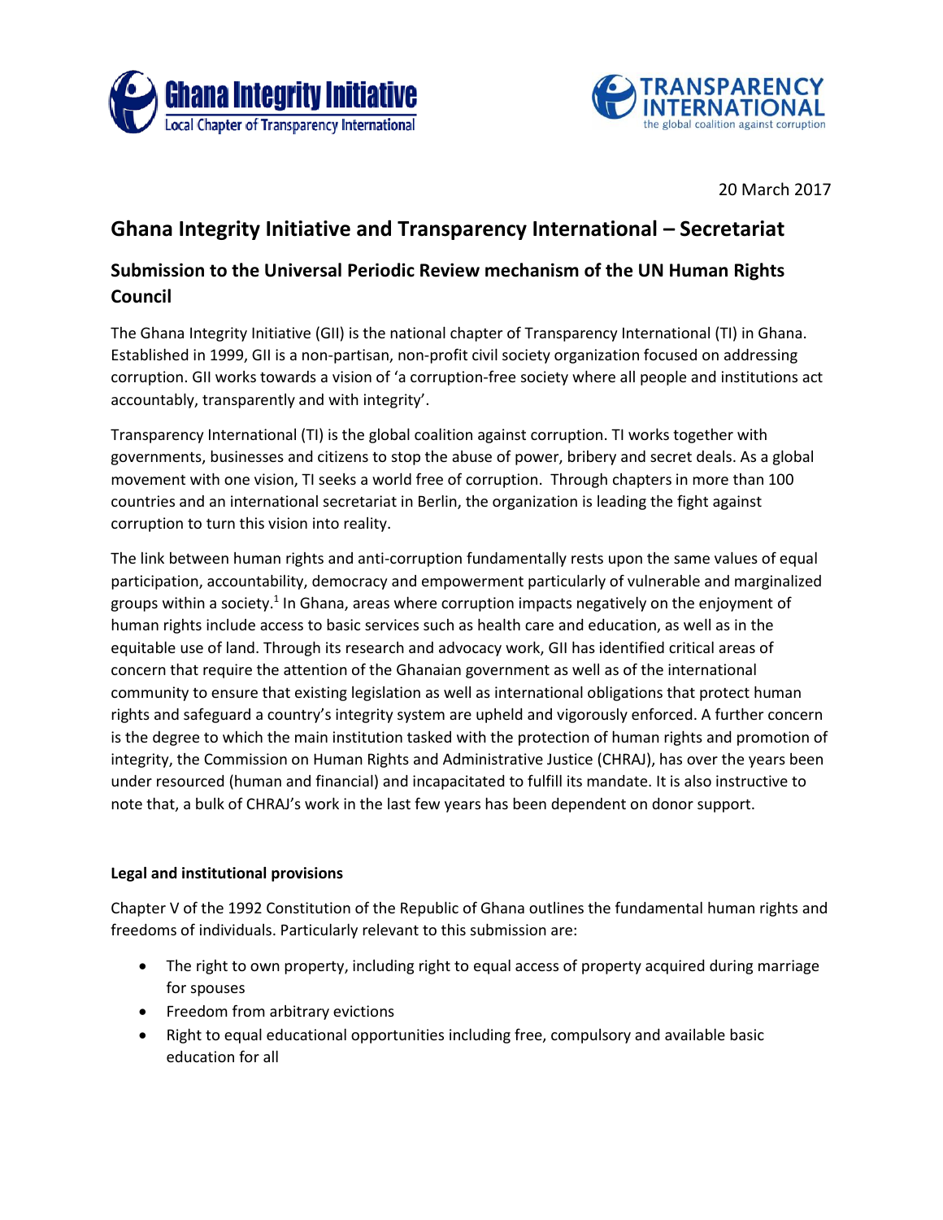20 March 2017

# Ghana Integrity Initiative and Transparency International – Secretariat

## Submission to the Universal Periodic Review mechanism of the UN Human Rights Council

The Ghana Integrity Initiative (GII) is the national chapter of Transparency International (TI) in Ghana. Established in 1999, GII is a non-partisan, non-profit civil society organization focused on addressing corruption. GII works towards a vision of 'a corruption-free society where all people and institutions act accountably, transparently and with integrity'.

Transparency International (TI) is the global coalition against corruption. TI works together with governments, businesses and citizens to stop the abuse of power, bribery and secret deals. As a global movement with one vision, TI seeks a world free of corruption. Through chapters in more than 100 countries and an international secretariat in Berlin, the organization is leading the fight against corruption to turn this vision into reality.

The link between human rights and anti-corruption fundamentally rests upon the same values of equal participation, accountability, democracy and empowerment particularly of vulnerable and marginalized groups within a society.[1] In Ghana, areas where corruption impacts negatively on the enjoyment of human rights include access to basic services such as health care and education, as well as in the equitable use of land. Through its research and advocacy work, GII has identified critical areas of concern that require the attention of the Ghanaian government as well as of the international community to ensure that existing legislation as well as international obligations that protect human rights and safeguard a country's integrity system are upheld and vigorously enforced. A further concern is the degree to which the main institution tasked with the protection of human rights and promotion of integrity, the Commission on Human Rights and Administrative Justice (CHRAJ), has over the years been under resourced (human and financial) and incapacitated to fulfill its mandate. It is also instructive to note that, a bulk of CHRAJ's work in the last few years has been dependent on donor support.

**Legal and institutional provisions**

Chapter V of the 1992 Constitution of the Republic of Ghana outlines the fundamental human rights and freedoms of individuals. Particularly relevant to this submission are:

- The right to own property, including right to equal access of property acquired during marriage for spouses
- Freedom from arbitrary evictions
- Right to equal educational opportunities including free, compulsory and available basic education for all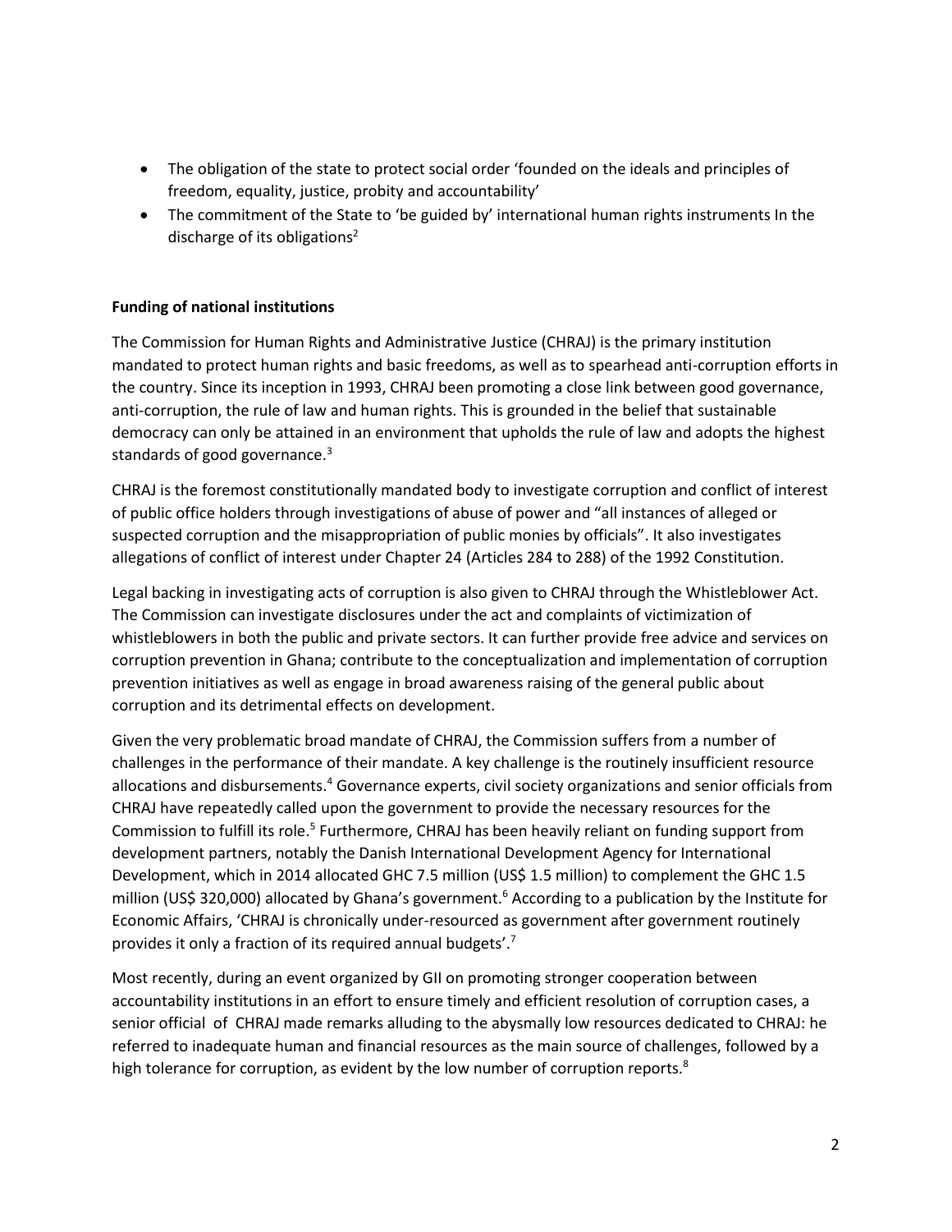- The obligation of the state to protect social order 'founded on the ideals and principles of freedom, equality, justice, probity and accountability'
- The commitment of the State to 'be guided by' international human rights instruments In the discharge of its obligations[2]

**Funding of national institutions**

The Commission for Human Rights and Administrative Justice (CHRAJ) is the primary institution mandated to protect human rights and basic freedoms, as well as to spearhead anti-corruption efforts in the country. Since its inception in 1993, CHRAJ been promoting a close link between good governance, anti-corruption, the rule of law and human rights. This is grounded in the belief that sustainable democracy can only be attained in an environment that upholds the rule of law and adopts the highest standards of good governance.[3]

CHRAJ is the foremost constitutionally mandated body to investigate corruption and conflict of interest of public office holders through investigations of abuse of power and "all instances of alleged or suspected corruption and the misappropriation of public monies by officials". It also investigates allegations of conflict of interest under Chapter 24 (Articles 284 to 288) of the 1992 Constitution.

Legal backing in investigating acts of corruption is also given to CHRAJ through the Whistleblower Act. The Commission can investigate disclosures under the act and complaints of victimization of whistleblowers in both the public and private sectors. It can further provide free advice and services on corruption prevention in Ghana; contribute to the conceptualization and implementation of corruption prevention initiatives as well as engage in broad awareness raising of the general public about corruption and its detrimental effects on development.

Given the very problematic broad mandate of CHRAJ, the Commission suffers from a number of challenges in the performance of their mandate. A key challenge is the routinely insufficient resource allocations and disbursements.[4] Governance experts, civil society organizations and senior officials from CHRAJ have repeatedly called upon the government to provide the necessary resources for the Commission to fulfill its role.[5] Furthermore, CHRAJ has been heavily reliant on funding support from development partners, notably the Danish International Development Agency for International Development, which in 2014 allocated GHC 7.5 million (US$ 1.5 million) to complement the GHC 1.5 million (US$ 320,000) allocated by Ghana's government.[6] According to a publication by the Institute for Economic Affairs, 'CHRAJ is chronically under-resourced as government after government routinely provides it only a fraction of its required annual budgets'.[7]

Most recently, during an event organized by GII on promoting stronger cooperation between accountability institutions in an effort to ensure timely and efficient resolution of corruption cases, a senior official of CHRAJ made remarks alluding to the abysmally low resources dedicated to CHRAJ: he referred to inadequate human and financial resources as the main source of challenges, followed by a high tolerance for corruption, as evident by the low number of corruption reports.[8]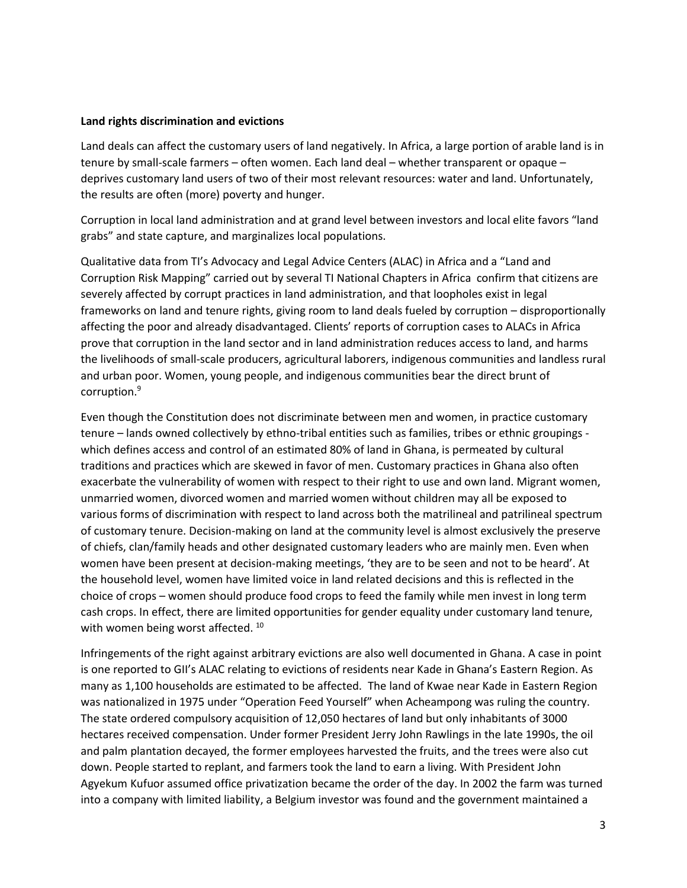**Land rights discrimination and evictions**

Land deals can affect the customary users of land negatively. In Africa, a large portion of arable land is in tenure by small-scale farmers – often women. Each land deal – whether transparent or opaque – deprives customary land users of two of their most relevant resources: water and land. Unfortunately, the results are often (more) poverty and hunger.

Corruption in local land administration and at grand level between investors and local elite favors "land grabs" and state capture, and marginalizes local populations.

Qualitative data from TI's Advocacy and Legal Advice Centers (ALAC) in Africa and a "Land and Corruption Risk Mapping" carried out by several TI National Chapters in Africa confirm that citizens are severely affected by corrupt practices in land administration, and that loopholes exist in legal frameworks on land and tenure rights, giving room to land deals fueled by corruption – disproportionally affecting the poor and already disadvantaged. Clients' reports of corruption cases to ALACs in Africa prove that corruption in the land sector and in land administration reduces access to land, and harms the livelihoods of small-scale producers, agricultural laborers, indigenous communities and landless rural and urban poor. Women, young people, and indigenous communities bear the direct brunt of corruption.[9]

Even though the Constitution does not discriminate between men and women, in practice customary tenure – lands owned collectively by ethno-tribal entities such as families, tribes or ethnic groupings - which defines access and control of an estimated 80% of land in Ghana, is permeated by cultural traditions and practices which are skewed in favor of men. Customary practices in Ghana also often exacerbate the vulnerability of women with respect to their right to use and own land. Migrant women, unmarried women, divorced women and married women without children may all be exposed to various forms of discrimination with respect to land across both the matrilineal and patrilineal spectrum of customary tenure. Decision-making on land at the community level is almost exclusively the preserve of chiefs, clan/family heads and other designated customary leaders who are mainly men. Even when women have been present at decision-making meetings, 'they are to be seen and not to be heard'. At the household level, women have limited voice in land related decisions and this is reflected in the choice of crops – women should produce food crops to feed the family while men invest in long term cash crops. In effect, there are limited opportunities for gender equality under customary land tenure, with women being worst affected. [10]

Infringements of the right against arbitrary evictions are also well documented in Ghana. A case in point is one reported to GII's ALAC relating to evictions of residents near Kade in Ghana's Eastern Region. As many as 1,100 households are estimated to be affected. The land of Kwae near Kade in Eastern Region was nationalized in 1975 under "Operation Feed Yourself" when Acheampong was ruling the country. The state ordered compulsory acquisition of 12,050 hectares of land but only inhabitants of 3000 hectares received compensation. Under former President Jerry John Rawlings in the late 1990s, the oil and palm plantation decayed, the former employees harvested the fruits, and the trees were also cut down. People started to replant, and farmers took the land to earn a living. With President John Agyekum Kufuor assumed office privatization became the order of the day. In 2002 the farm was turned into a company with limited liability, a Belgium investor was found and the government maintained a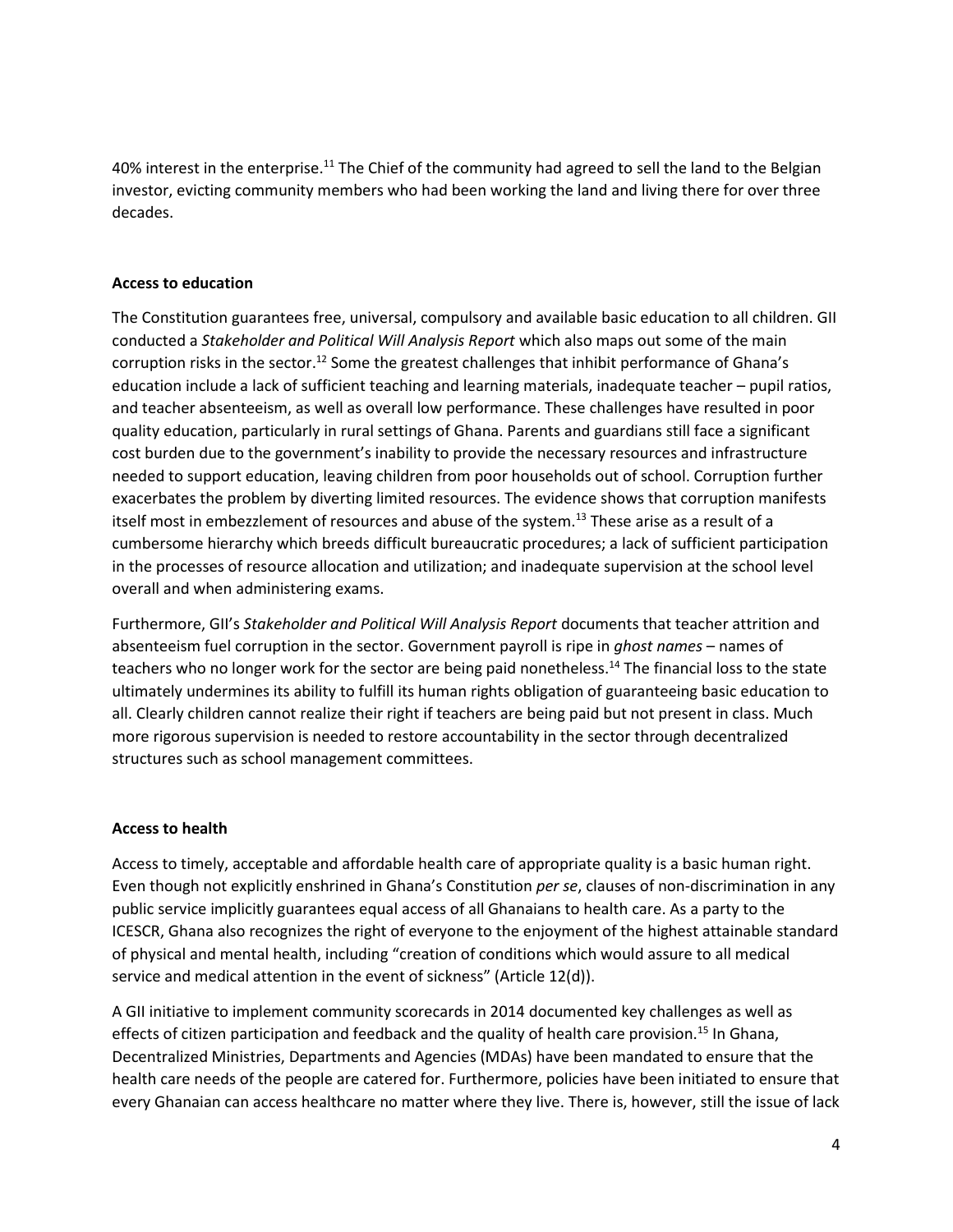40% interest in the enterprise.[11] The Chief of the community had agreed to sell the land to the Belgian investor, evicting community members who had been working the land and living there for over three decades.

**Access to education**

The Constitution guarantees free, universal, compulsory and available basic education to all children. GII conducted a *Stakeholder and Political Will Analysis Report* which also maps out some of the main corruption risks in the sector.[12] Some the greatest challenges that inhibit performance of Ghana's education include a lack of sufficient teaching and learning materials, inadequate teacher – pupil ratios, and teacher absenteeism, as well as overall low performance. These challenges have resulted in poor quality education, particularly in rural settings of Ghana. Parents and guardians still face a significant cost burden due to the government's inability to provide the necessary resources and infrastructure needed to support education, leaving children from poor households out of school. Corruption further exacerbates the problem by diverting limited resources. The evidence shows that corruption manifests itself most in embezzlement of resources and abuse of the system.[13] These arise as a result of a cumbersome hierarchy which breeds difficult bureaucratic procedures; a lack of sufficient participation in the processes of resource allocation and utilization; and inadequate supervision at the school level overall and when administering exams.

Furthermore, GII's *Stakeholder and Political Will Analysis Report* documents that teacher attrition and absenteeism fuel corruption in the sector. Government payroll is ripe in *ghost names* – names of teachers who no longer work for the sector are being paid nonetheless.[14] The financial loss to the state ultimately undermines its ability to fulfill its human rights obligation of guaranteeing basic education to all. Clearly children cannot realize their right if teachers are being paid but not present in class. Much more rigorous supervision is needed to restore accountability in the sector through decentralized structures such as school management committees.

**Access to health**

Access to timely, acceptable and affordable health care of appropriate quality is a basic human right. Even though not explicitly enshrined in Ghana's Constitution *per se*, clauses of non-discrimination in any public service implicitly guarantees equal access of all Ghanaians to health care. As a party to the ICESCR, Ghana also recognizes the right of everyone to the enjoyment of the highest attainable standard of physical and mental health, including "creation of conditions which would assure to all medical service and medical attention in the event of sickness" (Article 12(d)).

A GII initiative to implement community scorecards in 2014 documented key challenges as well as effects of citizen participation and feedback and the quality of health care provision.[15] In Ghana, Decentralized Ministries, Departments and Agencies (MDAs) have been mandated to ensure that the health care needs of the people are catered for. Furthermore, policies have been initiated to ensure that every Ghanaian can access healthcare no matter where they live. There is, however, still the issue of lack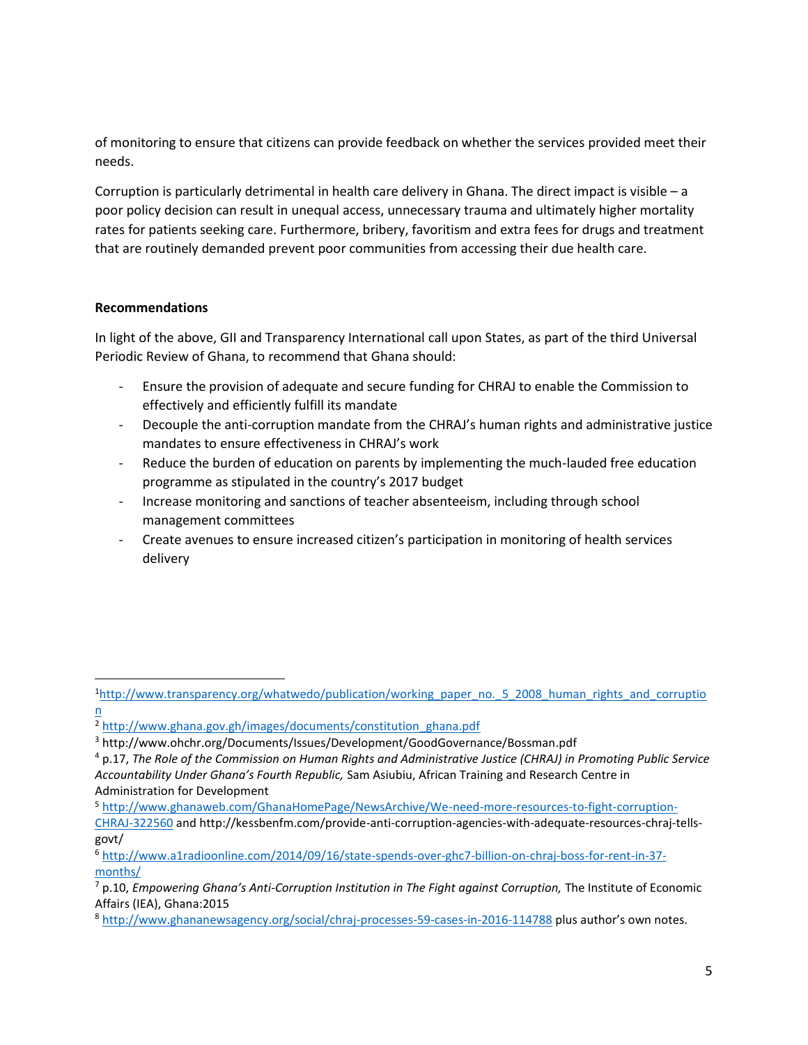of monitoring to ensure that citizens can provide feedback on whether the services provided meet their needs.

Corruption is particularly detrimental in health care delivery in Ghana. The direct impact is visible – a poor policy decision can result in unequal access, unnecessary trauma and ultimately higher mortality rates for patients seeking care. Furthermore, bribery, favoritism and extra fees for drugs and treatment that are routinely demanded prevent poor communities from accessing their due health care.

**Recommendations**

In light of the above, GII and Transparency International call upon States, as part of the third Universal Periodic Review of Ghana, to recommend that Ghana should:

- Ensure the provision of adequate and secure funding for CHRAJ to enable the Commission to effectively and efficiently fulfill its mandate
- Decouple the anti-corruption mandate from the CHRAJ's human rights and administrative justice mandates to ensure effectiveness in CHRAJ's work
- Reduce the burden of education on parents by implementing the much-lauded free education programme as stipulated in the country's 2017 budget
- Increase monitoring and sanctions of teacher absenteeism, including through school management committees
- Create avenues to ensure increased citizen's participation in monitoring of health services delivery

---

[1] http://www.transparency.org/whatwedo/publication/working_paper_no._5_2008_human_rights_and_corruption

[2] http://www.ghana.gov.gh/images/documents/constitution_ghana.pdf

[3] http://www.ohchr.org/Documents/Issues/Development/GoodGovernance/Bossman.pdf

[4] p.17, *The Role of the Commission on Human Rights and Administrative Justice (CHRAJ) in Promoting Public Service Accountability Under Ghana's Fourth Republic,* Sam Asiubiu, African Training and Research Centre in Administration for Development

[5] http://www.ghanaweb.com/GhanaHomePage/NewsArchive/We-need-more-resources-to-fight-corruption-CHRAJ-322560 and http://kessbenfm.com/provide-anti-corruption-agencies-with-adequate-resources-chraj-tells-govt/

[6] http://www.a1radioonline.com/2014/09/16/state-spends-over-ghc7-billion-on-chraj-boss-for-rent-in-37-months/

[7] p.10, *Empowering Ghana's Anti-Corruption Institution in The Fight against Corruption,* The Institute of Economic Affairs (IEA), Ghana:2015

[8] http://www.ghananewsagency.org/social/chraj-processes-59-cases-in-2016-114788 plus author's own notes.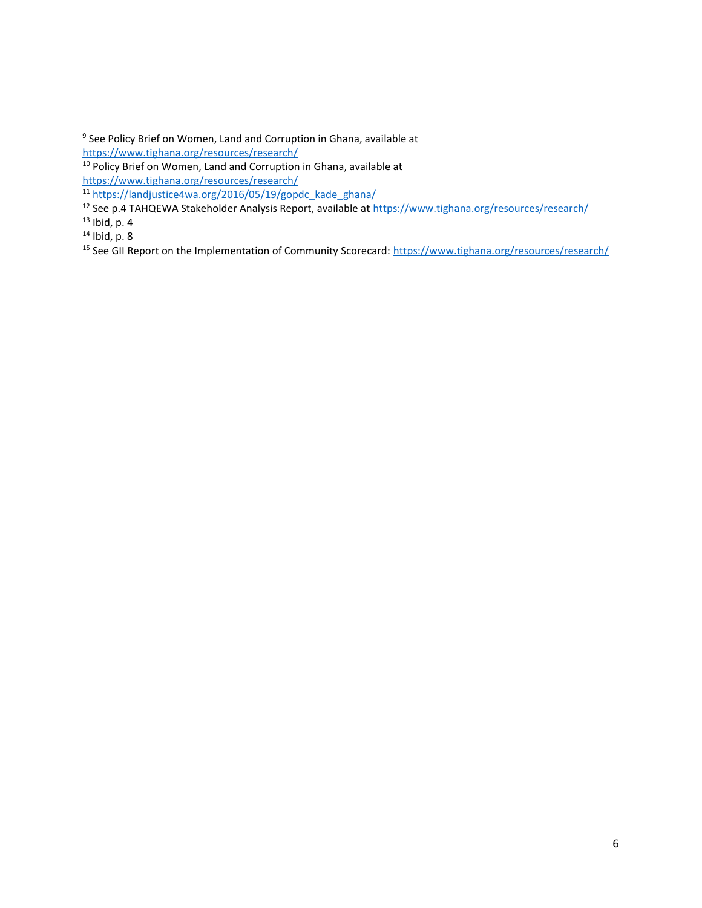[9] See Policy Brief on Women, Land and Corruption in Ghana, available at https://www.tighana.org/resources/research/

[10] Policy Brief on Women, Land and Corruption in Ghana, available at https://www.tighana.org/resources/research/

[11] https://landjustice4wa.org/2016/05/19/gopdc_kade_ghana/

[12] See p.4 TAHQEWA Stakeholder Analysis Report, available at https://www.tighana.org/resources/research/

[13] Ibid, p. 4

[14] Ibid, p. 8

[15] See GII Report on the Implementation of Community Scorecard: https://www.tighana.org/resources/research/